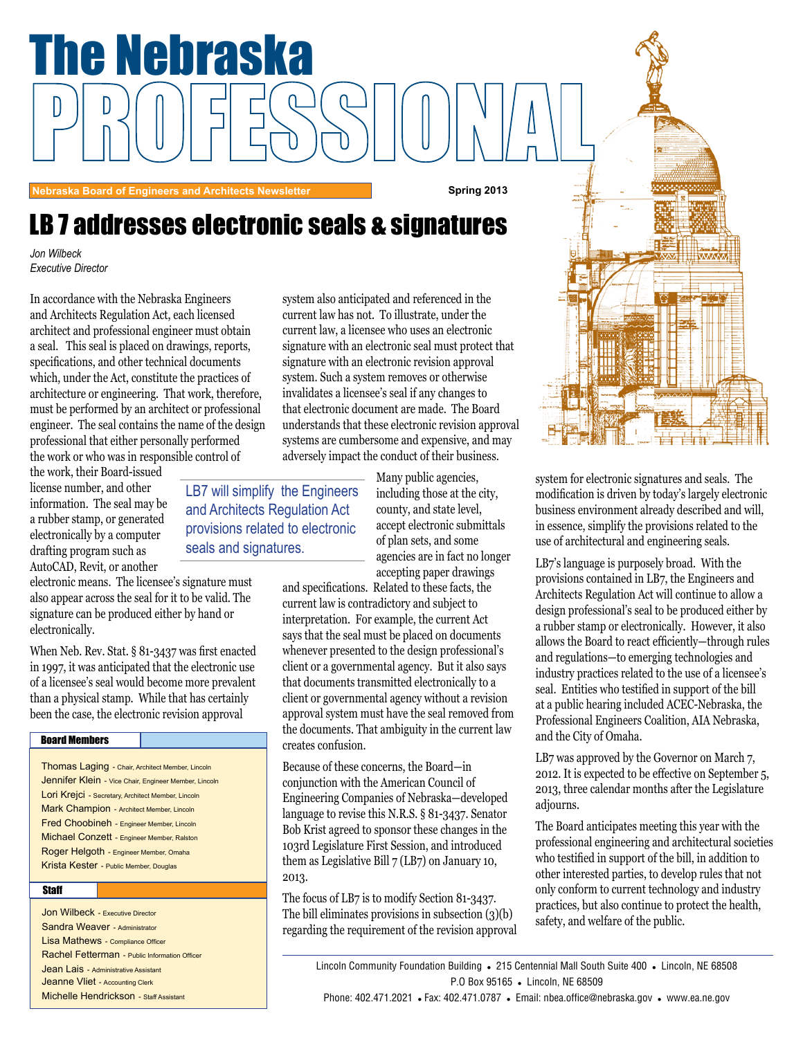# The Nebraska PROFESSIONAL

Nebraska Board of Engineers and Architects Newsletter

Spring 2013

## LB 7 addresses electronic seals & signatures

*Jon Wilbeck*
*Executive Director*

In accordance with the Nebraska Engineers and Architects Regulation Act, each licensed architect and professional engineer must obtain a seal. This seal is placed on drawings, reports, specifications, and other technical documents which, under the Act, constitute the practices of architecture or engineering. That work, therefore, must be performed by an architect or professional engineer. The seal contains the name of the design professional that either personally performed the work or who was in responsible control of the work, their Board-issued license number, and other information. The seal may be a rubber stamp, or generated electronically by a computer drafting program such as AutoCAD, Revit, or another electronic means. The licensee's signature must also appear across the seal for it to be valid. The signature can be produced either by hand or electronically.

When Neb. Rev. Stat. § 81-3437 was first enacted in 1997, it was anticipated that the electronic use of a licensee's seal would become more prevalent than a physical stamp. While that has certainly been the case, the electronic revision approval system also anticipated and referenced in the current law has not. To illustrate, under the current law, a licensee who uses an electronic signature with an electronic seal must protect that signature with an electronic revision approval system. Such a system removes or otherwise invalidates a licensee's seal if any changes to that electronic document are made. The Board understands that these electronic revision approval systems are cumbersome and expensive, and may adversely impact the conduct of their business.

> LB7 will simplify the Engineers and Architects Regulation Act provisions related to electronic seals and signatures.

Many public agencies, including those at the city, county, and state level, accept electronic submittals of plan sets, and some agencies are in fact no longer accepting paper drawings and specifications. Related to these facts, the current law is contradictory and subject to interpretation. For example, the current Act says that the seal must be placed on documents whenever presented to the design professional's client or a governmental agency. But it also says that documents transmitted electronically to a client or governmental agency without a revision approval system must have the seal removed from the documents. That ambiguity in the current law creates confusion.

Because of these concerns, the Board—in conjunction with the American Council of Engineering Companies of Nebraska—developed language to revise this N.R.S. § 81-3437. Senator Bob Krist agreed to sponsor these changes in the 103rd Legislature First Session, and introduced them as Legislative Bill 7 (LB7) on January 10, 2013.

The focus of LB7 is to modify Section 81-3437. The bill eliminates provisions in subsection (3)(b) regarding the requirement of the revision approval system for electronic signatures and seals. The modification is driven by today's largely electronic business environment already described and will, in essence, simplify the provisions related to the use of architectural and engineering seals.

LB7's language is purposely broad. With the provisions contained in LB7, the Engineers and Architects Regulation Act will continue to allow a design professional's seal to be produced either by a rubber stamp or electronically. However, it also allows the Board to react efficiently—through rules and regulations—to emerging technologies and industry practices related to the use of a licensee's seal. Entities who testified in support of the bill at a public hearing included ACEC-Nebraska, the Professional Engineers Coalition, AIA Nebraska, and the City of Omaha.

LB7 was approved by the Governor on March 7, 2012. It is expected to be effective on September 5, 2013, three calendar months after the Legislature adjourns.

The Board anticipates meeting this year with the professional engineering and architectural societies who testified in support of the bill, in addition to other interested parties, to develop rules that not only conform to current technology and industry practices, but also continue to protect the health, safety, and welfare of the public.

### Board Members

- Thomas Laging - Chair, Architect Member, Lincoln
- Jennifer Klein - Vice Chair, Engineer Member, Lincoln
- Lori Krejci - Secretary, Architect Member, Lincoln
- Mark Champion - Architect Member, Lincoln
- Fred Choobineh - Engineer Member, Lincoln
- Michael Conzett - Engineer Member, Ralston
- Roger Helgoth - Engineer Member, Omaha
- Krista Kester - Public Member, Douglas

### Staff

- Jon Wilbeck - Executive Director
- Sandra Weaver - Administrator
- Lisa Mathews - Compliance Officer
- Rachel Fetterman - Public Information Officer
- Jean Lais - Administrative Assistant
- Jeanne Vliet - Accounting Clerk
- Michelle Hendrickson - Staff Assistant

Lincoln Community Foundation Building • 215 Centennial Mall South Suite 400 • Lincoln, NE 68508
P.O Box 95165 • Lincoln, NE 68509
Phone: 402.471.2021 • Fax: 402.471.0787 • Email: nbea.office@nebraska.gov • www.ea.ne.gov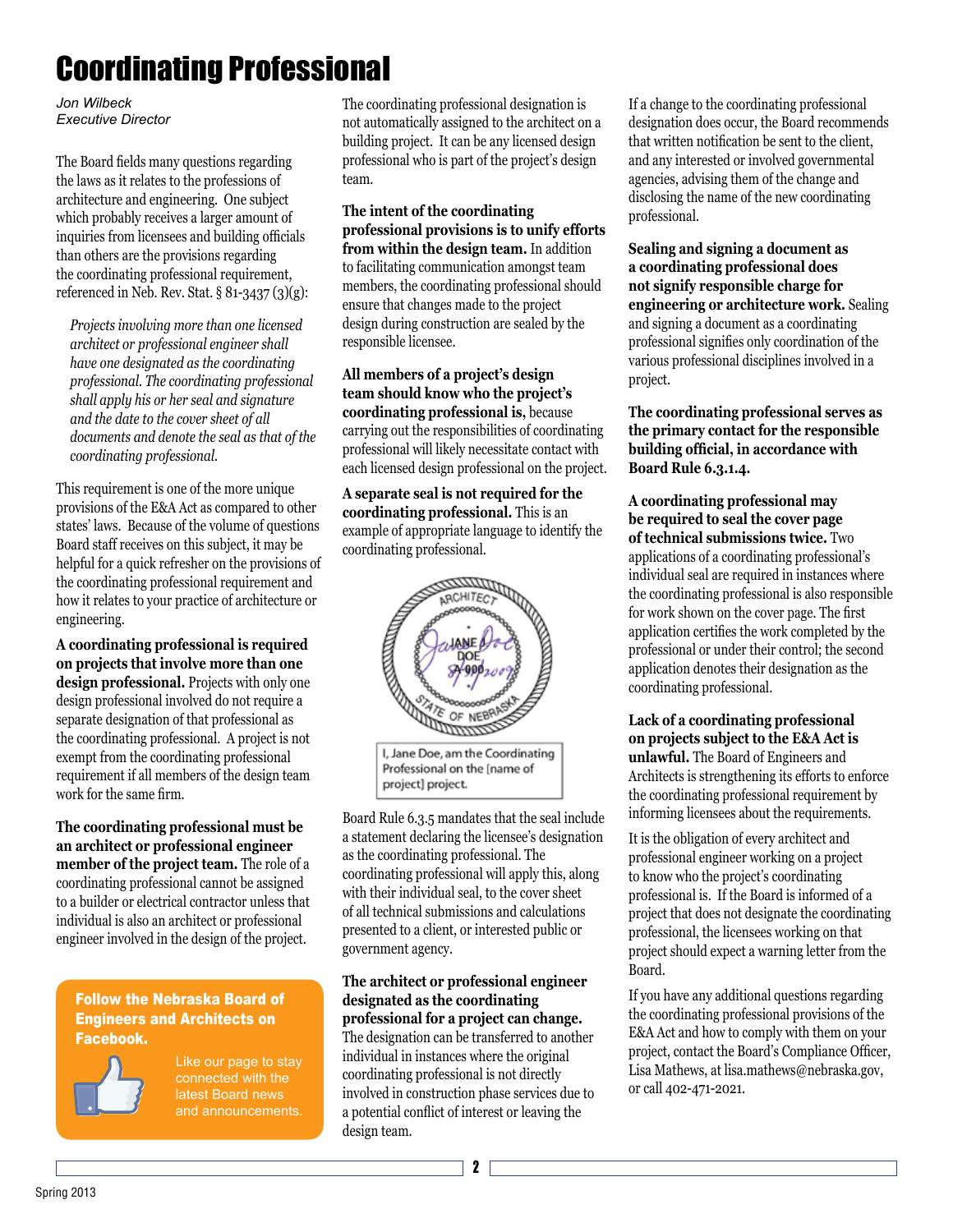# Coordinating Professional

*Jon Wilbeck*
*Executive Director*

The Board fields many questions regarding the laws as it relates to the professions of architecture and engineering. One subject which probably receives a larger amount of inquiries from licensees and building officials than others are the provisions regarding the coordinating professional requirement, referenced in Neb. Rev. Stat. § 81-3437 (3)(g):

> *Projects involving more than one licensed architect or professional engineer shall have one designated as the coordinating professional. The coordinating professional shall apply his or her seal and signature and the date to the cover sheet of all documents and denote the seal as that of the coordinating professional.*

This requirement is one of the more unique provisions of the E&A Act as compared to other states' laws. Because of the volume of questions Board staff receives on this subject, it may be helpful for a quick refresher on the provisions of the coordinating professional requirement and how it relates to your practice of architecture or engineering.

**A coordinating professional is required on projects that involve more than one design professional.** Projects with only one design professional involved do not require a separate designation of that professional as the coordinating professional. A project is not exempt from the coordinating professional requirement if all members of the design team work for the same firm.

**The coordinating professional must be an architect or professional engineer member of the project team.** The role of a coordinating professional cannot be assigned to a builder or electrical contractor unless that individual is also an architect or professional engineer involved in the design of the project.

The coordinating professional designation is not automatically assigned to the architect on a building project. It can be any licensed design professional who is part of the project's design team.

**The intent of the coordinating professional provisions is to unify efforts from within the design team.** In addition to facilitating communication amongst team members, the coordinating professional should ensure that changes made to the project design during construction are sealed by the responsible licensee.

**All members of a project's design team should know who the project's coordinating professional is,** because carrying out the responsibilities of coordinating professional will likely necessitate contact with each licensed design professional on the project.

**A separate seal is not required for the coordinating professional.** This is an example of appropriate language to identify the coordinating professional.

ARCHITECT
JANE DOE
A-000
STATE OF NEBRASKA

I, Jane Doe, am the Coordinating Professional on the [name of project] project.

Board Rule 6.3.5 mandates that the seal include a statement declaring the licensee's designation as the coordinating professional. The coordinating professional will apply this, along with their individual seal, to the cover sheet of all technical submissions and calculations presented to a client, or interested public or government agency.

**The architect or professional engineer designated as the coordinating professional for a project can change.** The designation can be transferred to another individual in instances where the original coordinating professional is not directly involved in construction phase services due to a potential conflict of interest or leaving the design team.

If a change to the coordinating professional designation does occur, the Board recommends that written notification be sent to the client, and any interested or involved governmental agencies, advising them of the change and disclosing the name of the new coordinating professional.

**Sealing and signing a document as a coordinating professional does not signify responsible charge for engineering or architecture work.** Sealing and signing a document as a coordinating professional signifies only coordination of the various professional disciplines involved in a project.

**The coordinating professional serves as the primary contact for the responsible building official, in accordance with Board Rule 6.3.1.4.**

**A coordinating professional may be required to seal the cover page of technical submissions twice.** Two applications of a coordinating professional's individual seal are required in instances where the coordinating professional is also responsible for work shown on the cover page. The first application certifies the work completed by the professional or under their control; the second application denotes their designation as the coordinating professional.

**Lack of a coordinating professional on projects subject to the E&A Act is unlawful.** The Board of Engineers and Architects is strengthening its efforts to enforce the coordinating professional requirement by informing licensees about the requirements.

It is the obligation of every architect and professional engineer working on a project to know who the project's coordinating professional is. If the Board is informed of a project that does not designate the coordinating professional, the licensees working on that project should expect a warning letter from the Board.

If you have any additional questions regarding the coordinating professional provisions of the E&A Act and how to comply with them on your project, contact the Board's Compliance Officer, Lisa Mathews, at lisa.mathews@nebraska.gov, or call 402-471-2021.

**Follow the Nebraska Board of Engineers and Architects on Facebook.**

Like our page to stay connected with the latest Board news and announcements.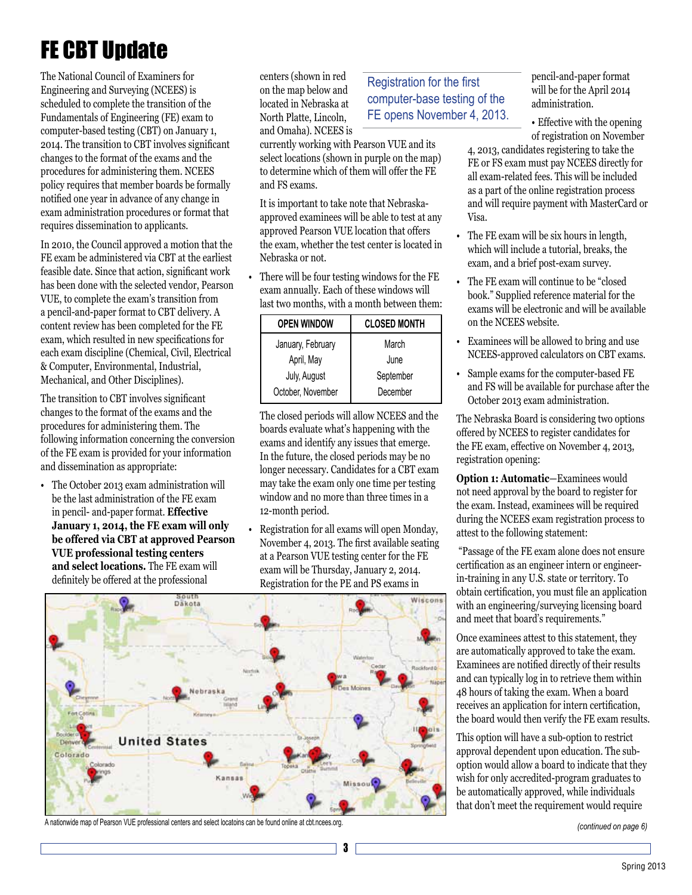# FE CBT Update

The National Council of Examiners for Engineering and Surveying (NCEES) is scheduled to complete the transition of the Fundamentals of Engineering (FE) exam to computer-based testing (CBT) on January 1, 2014. The transition to CBT involves significant changes to the format of the exams and the procedures for administering them. NCEES policy requires that member boards be formally notified one year in advance of any change in exam administration procedures or format that requires dissemination to applicants.

In 2010, the Council approved a motion that the FE exam be administered via CBT at the earliest feasible date. Since that action, significant work has been done with the selected vendor, Pearson VUE, to complete the exam's transition from a pencil-and-paper format to CBT delivery. A content review has been completed for the FE exam, which resulted in new specifications for each exam discipline (Chemical, Civil, Electrical & Computer, Environmental, Industrial, Mechanical, and Other Disciplines).

The transition to CBT involves significant changes to the format of the exams and the procedures for administering them. The following information concerning the conversion of the FE exam is provided for your information and dissemination as appropriate:

- The October 2013 exam administration will be the last administration of the FE exam in pencil- and-paper format. **Effective January 1, 2014, the FE exam will only be offered via CBT at approved Pearson VUE professional testing centers and select locations.** The FE exam will definitely be offered at the professional centers (shown in red on the map below and located in Nebraska at North Platte, Lincoln, and Omaha). NCEES is currently working with Pearson VUE and its select locations (shown in purple on the map) to determine which of them will offer the FE and FS exams.

  It is important to take note that Nebraska-approved examinees will be able to test at any approved Pearson VUE location that offers the exam, whether the test center is located in Nebraska or not.

- There will be four testing windows for the FE exam annually. Each of these windows will last two months, with a month between them:

| OPEN WINDOW | CLOSED MONTH |
|---|---|
| January, February | March |
| April, May | June |
| July, August | September |
| October, November | December |

  The closed periods will allow NCEES and the boards evaluate what's happening with the exams and identify any issues that emerge. In the future, the closed periods may be no longer necessary. Candidates for a CBT exam may take the exam only one time per testing window and no more than three times in a 12-month period.

- Registration for all exams will open Monday, November 4, 2013. The first available seating at a Pearson VUE testing center for the FE exam will be Thursday, January 2, 2014. Registration for the PE and PS exams in pencil-and-paper format will be for the April 2014 administration.

Registration for the first computer-base testing of the FE opens November 4, 2013.

- Effective with the opening of registration on November 4, 2013, candidates registering to take the FE or FS exam must pay NCEES directly for all exam-related fees. This will be included as a part of the online registration process and will require payment with MasterCard or Visa.

- The FE exam will be six hours in length, which will include a tutorial, breaks, the exam, and a brief post-exam survey.

- The FE exam will continue to be "closed book." Supplied reference material for the exams will be electronic and will be available on the NCEES website.

- Examinees will be allowed to bring and use NCEES-approved calculators on CBT exams.

- Sample exams for the computer-based FE and FS will be available for purchase after the October 2013 exam administration.

A nationwide map of Pearson VUE professional centers and select locatoins can be found online at cbt.ncees.org.

The Nebraska Board is considering two options offered by NCEES to register candidates for the FE exam, effective on November 4, 2013, registration opening:

**Option 1: Automatic**—Examinees would not need approval by the board to register for the exam. Instead, examinees will be required during the NCEES exam registration process to attest to the following statement:

"Passage of the FE exam alone does not ensure certification as an engineer intern or engineer-in-training in any U.S. state or territory. To obtain certification, you must file an application with an engineering/surveying licensing board and meet that board's requirements."

Once examinees attest to this statement, they are automatically approved to take the exam. Examinees are notified directly of their results and can typically log in to retrieve them within 48 hours of taking the exam. When a board receives an application for intern certification, the board would then verify the FE exam results.

This option will have a sub-option to restrict approval dependent upon education. The sub-option would allow a board to indicate that they wish for only accredited-program graduates to be automatically approved, while individuals that don't meet the requirement would require

*(continued on page 6)*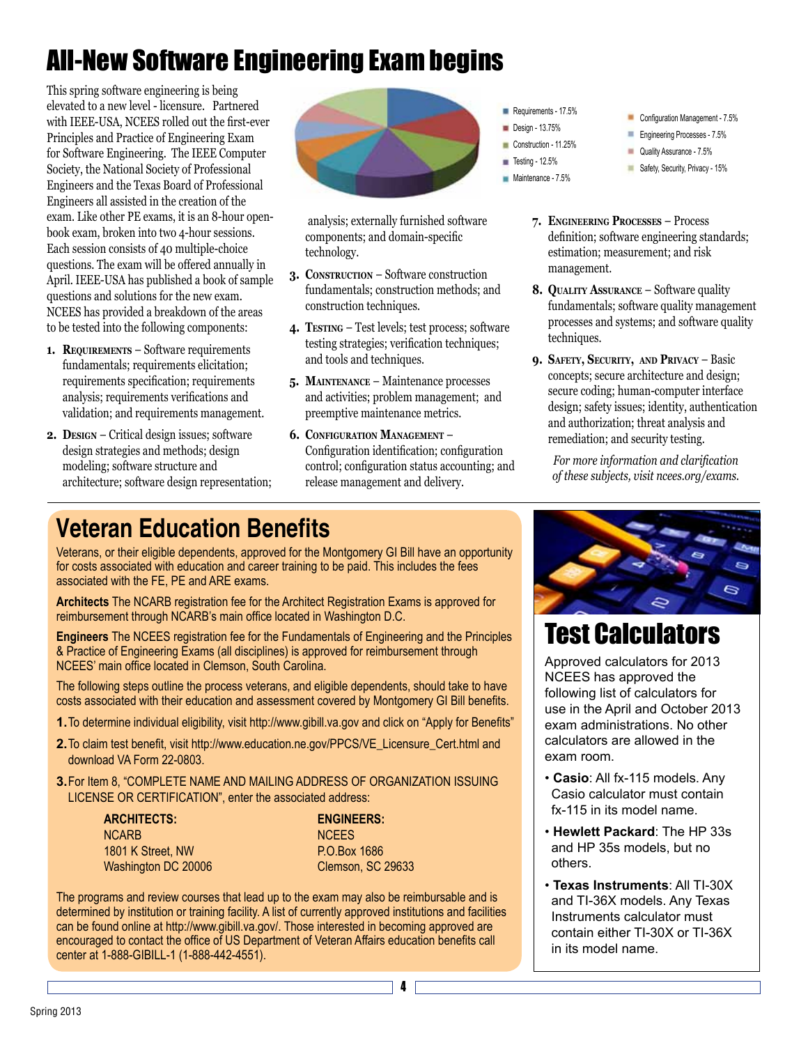# All-New Software Engineering Exam begins

This spring software engineering is being elevated to a new level - licensure. Partnered with IEEE-USA, NCEES rolled out the first-ever Principles and Practice of Engineering Exam for Software Engineering. The IEEE Computer Society, the National Society of Professional Engineers and the Texas Board of Professional Engineers all assisted in the creation of the exam. Like other PE exams, it is an 8-hour open-book exam, broken into two 4-hour sessions. Each session consists of 40 multiple-choice questions. The exam will be offered annually in April. IEEE-USA has published a book of sample questions and solutions for the new exam. NCEES has provided a breakdown of the areas to be tested into the following components:

- Requirements - 17.5%
- Design - 13.75%
- Construction - 11.25%
- Testing - 12.5%
- Maintenance - 7.5%
- Configuration Management - 7.5%
- Engineering Processes - 7.5%
- Quality Assurance - 7.5%
- Safety, Security, Privacy - 15%

1. **Requirements** – Software requirements fundamentals; requirements elicitation; requirements specification; requirements analysis; requirements verifications and validation; and requirements management.
2. **Design** – Critical design issues; software design strategies and methods; design modeling; software structure and architecture; software design representation; analysis; externally furnished software components; and domain-specific technology.
3. **Construction** – Software construction fundamentals; construction methods; and construction techniques.
4. **Testing** – Test levels; test process; software testing strategies; verification techniques; and tools and techniques.
5. **Maintenance** – Maintenance processes and activities; problem management; and preemptive maintenance metrics.
6. **Configuration Management** – Configuration identification; configuration control; configuration status accounting; and release management and delivery.
7. **Engineering Processes** – Process definition; software engineering standards; estimation; measurement; and risk management.
8. **Quality Assurance** – Software quality fundamentals; software quality management processes and systems; and software quality techniques.
9. **Safety, Security, and Privacy** – Basic concepts; secure architecture and design; secure coding; human-computer interface design; safety issues; identity, authentication and authorization; threat analysis and remediation; and security testing.

*For more information and clarification of these subjects, visit ncees.org/exams.*

## Veteran Education Benefits

Veterans, or their eligible dependents, approved for the Montgomery GI Bill have an opportunity for costs associated with education and career training to be paid. This includes the fees associated with the FE, PE and ARE exams.

**Architects** The NCARB registration fee for the Architect Registration Exams is approved for reimbursement through NCARB's main office located in Washington D.C.

**Engineers** The NCEES registration fee for the Fundamentals of Engineering and the Principles & Practice of Engineering Exams (all disciplines) is approved for reimbursement through NCEES' main office located in Clemson, South Carolina.

The following steps outline the process veterans, and eligible dependents, should take to have costs associated with their education and assessment covered by Montgomery GI Bill benefits.

1. To determine individual eligibility, visit http://www.gibill.va.gov and click on "Apply for Benefits"
2. To claim test benefit, visit http://www.education.ne.gov/PPCS/VE_Licensure_Cert.html and download VA Form 22-0803.
3. For Item 8, "COMPLETE NAME AND MAILING ADDRESS OF ORGANIZATION ISSUING LICENSE OR CERTIFICATION", enter the associated address:

**ARCHITECTS:**
NCARB
1801 K Street, NW
Washington DC 20006

**ENGINEERS:**
NCEES
P.O.Box 1686
Clemson, SC 29633

The programs and review courses that lead up to the exam may also be reimbursable and is determined by institution or training facility. A list of currently approved institutions and facilities can be found online at http://www.gibill.va.gov/. Those interested in becoming approved are encouraged to contact the office of US Department of Veteran Affairs education benefits call center at 1-888-GIBILL-1 (1-888-442-4551).

## Test Calculators

Approved calculators for 2013 NCEES has approved the following list of calculators for use in the April and October 2013 exam administrations. No other calculators are allowed in the exam room.

- **Casio**: All fx-115 models. Any Casio calculator must contain fx-115 in its model name.
- **Hewlett Packard**: The HP 33s and HP 35s models, but no others.
- **Texas Instruments**: All TI-30X and TI-36X models. Any Texas Instruments calculator must contain either TI-30X or TI-36X in its model name.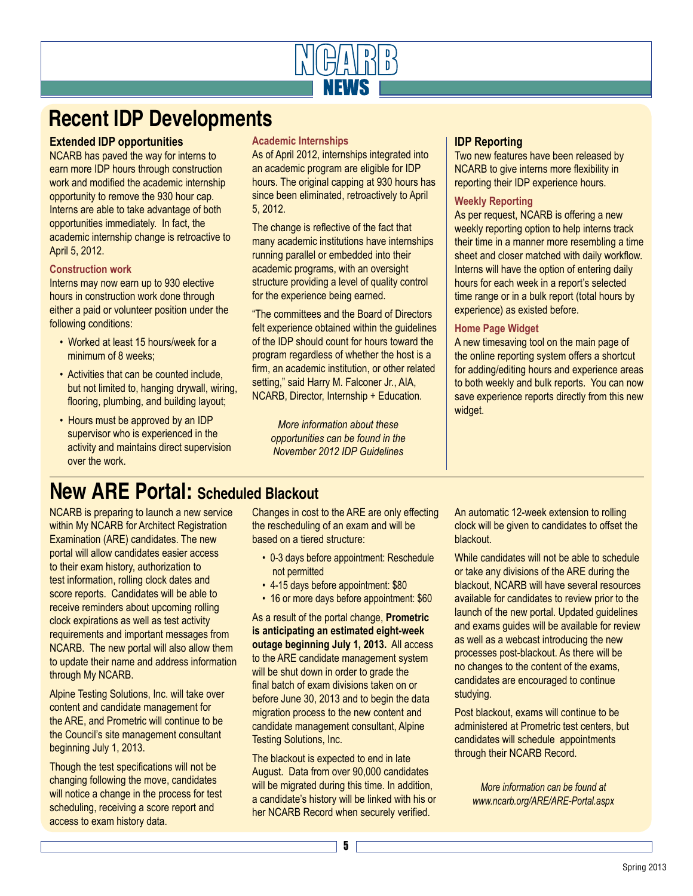# Recent IDP Developments

### Extended IDP opportunities

NCARB has paved the way for interns to earn more IDP hours through construction work and modified the academic internship opportunity to remove the 930 hour cap. Interns are able to take advantage of both opportunities immediately. In fact, the academic internship change is retroactive to April 5, 2012.

#### Construction work

Interns may now earn up to 930 elective hours in construction work done through either a paid or volunteer position under the following conditions:

- Worked at least 15 hours/week for a minimum of 8 weeks;
- Activities that can be counted include, but not limited to, hanging drywall, wiring, flooring, plumbing, and building layout;
- Hours must be approved by an IDP supervisor who is experienced in the activity and maintains direct supervision over the work.

#### Academic Internships

As of April 2012, internships integrated into an academic program are eligible for IDP hours. The original capping at 930 hours has since been eliminated, retroactively to April 5, 2012.

The change is reflective of the fact that many academic institutions have internships running parallel or embedded into their academic programs, with an oversight structure providing a level of quality control for the experience being earned.

"The committees and the Board of Directors felt experience obtained within the guidelines of the IDP should count for hours toward the program regardless of whether the host is a firm, an academic institution, or other related setting," said Harry M. Falconer Jr., AIA, NCARB, Director, Internship + Education.

*More information about these opportunities can be found in the November 2012 IDP Guidelines*

### IDP Reporting

Two new features have been released by NCARB to give interns more flexibility in reporting their IDP experience hours.

#### Weekly Reporting

As per request, NCARB is offering a new weekly reporting option to help interns track their time in a manner more resembling a time sheet and closer matched with daily workflow. Interns will have the option of entering daily hours for each week in a report's selected time range or in a bulk report (total hours by experience) as existed before.

#### Home Page Widget

A new timesaving tool on the main page of the online reporting system offers a shortcut for adding/editing hours and experience areas to both weekly and bulk reports. You can now save experience reports directly from this new widget.

# New ARE Portal: Scheduled Blackout

NCARB is preparing to launch a new service within My NCARB for Architect Registration Examination (ARE) candidates. The new portal will allow candidates easier access to their exam history, authorization to test information, rolling clock dates and score reports. Candidates will be able to receive reminders about upcoming rolling clock expirations as well as test activity requirements and important messages from NCARB. The new portal will also allow them to update their name and address information through My NCARB.

Alpine Testing Solutions, Inc. will take over content and candidate management for the ARE, and Prometric will continue to be the Council's site management consultant beginning July 1, 2013.

Though the test specifications will not be changing following the move, candidates will notice a change in the process for test scheduling, receiving a score report and access to exam history data.

Changes in cost to the ARE are only effecting the rescheduling of an exam and will be based on a tiered structure:

- 0-3 days before appointment: Reschedule not permitted
- 4-15 days before appointment: $80
- 16 or more days before appointment: $60

As a result of the portal change, **Prometric is anticipating an estimated eight-week outage beginning July 1, 2013.** All access to the ARE candidate management system will be shut down in order to grade the final batch of exam divisions taken on or before June 30, 2013 and to begin the data migration process to the new content and candidate management consultant, Alpine Testing Solutions, Inc.

The blackout is expected to end in late August. Data from over 90,000 candidates will be migrated during this time. In addition, a candidate's history will be linked with his or her NCARB Record when securely verified.

An automatic 12-week extension to rolling clock will be given to candidates to offset the blackout.

While candidates will not be able to schedule or take any divisions of the ARE during the blackout, NCARB will have several resources available for candidates to review prior to the launch of the new portal. Updated guidelines and exams guides will be available for review as well as a webcast introducing the new processes post-blackout. As there will be no changes to the content of the exams, candidates are encouraged to continue studying.

Post blackout, exams will continue to be administered at Prometric test centers, but candidates will schedule appointments through their NCARB Record.

*More information can be found at www.ncarb.org/ARE/ARE-Portal.aspx*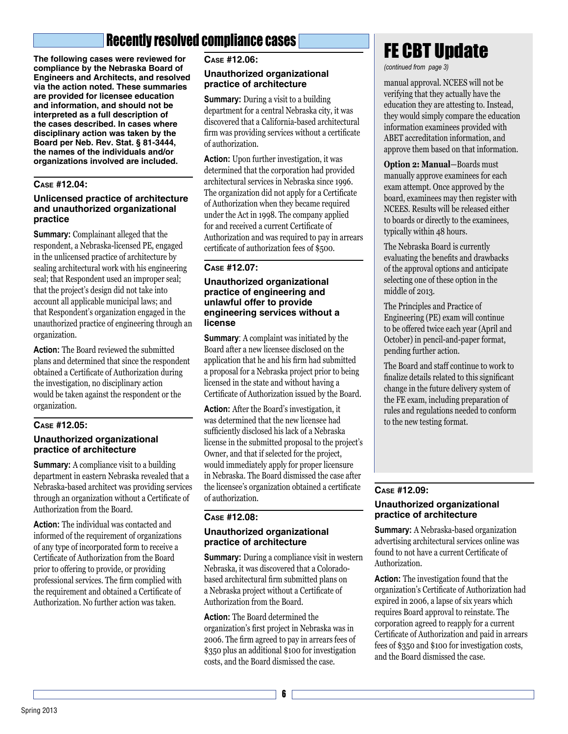## Recently resolved compliance cases

**The following cases were reviewed for compliance by the Nebraska Board of Engineers and Architects, and resolved via the action noted. These summaries are provided for licensee education and information, and should not be interpreted as a full description of the cases described. In cases where disciplinary action was taken by the Board per Neb. Rev. Stat. § 81-3444, the names of the individuals and/or organizations involved are included.**

### Case #12.04:

**Unlicensed practice of architecture and unauthorized organizational practice**

**Summary:** Complainant alleged that the respondent, a Nebraska-licensed PE, engaged in the unlicensed practice of architecture by sealing architectural work with his engineering seal; that Respondent used an improper seal; that the project's design did not take into account all applicable municipal laws; and that Respondent's organization engaged in the unauthorized practice of engineering through an organization.

**Action:** The Board reviewed the submitted plans and determined that since the respondent obtained a Certificate of Authorization during the investigation, no disciplinary action would be taken against the respondent or the organization.

### Case #12.05:

**Unauthorized organizational practice of architecture**

**Summary:** A compliance visit to a building department in eastern Nebraska revealed that a Nebraska-based architect was providing services through an organization without a Certificate of Authorization from the Board.

**Action:** The individual was contacted and informed of the requirement of organizations of any type of incorporated form to receive a Certificate of Authorization from the Board prior to offering to provide, or providing professional services. The firm complied with the requirement and obtained a Certificate of Authorization. No further action was taken.

### Case #12.06:

**Unauthorized organizational practice of architecture**

**Summary:** During a visit to a building department for a central Nebraska city, it was discovered that a California-based architectural firm was providing services without a certificate of authorization.

**Action:** Upon further investigation, it was determined that the corporation had provided architectural services in Nebraska since 1996. The organization did not apply for a Certificate of Authorization when they became required under the Act in 1998. The company applied for and received a current Certificate of Authorization and was required to pay in arrears certificate of authorization fees of $500.

### Case #12.07:

**Unauthorized organizational practice of engineering and unlawful offer to provide engineering services without a license**

**Summary**: A complaint was initiated by the Board after a new licensee disclosed on the application that he and his firm had submitted a proposal for a Nebraska project prior to being licensed in the state and without having a Certificate of Authorization issued by the Board.

**Action:** After the Board's investigation, it was determined that the new licensee had sufficiently disclosed his lack of a Nebraska license in the submitted proposal to the project's Owner, and that if selected for the project, would immediately apply for proper licensure in Nebraska. The Board dismissed the case after the licensee's organization obtained a certificate of authorization.

### Case #12.08:

**Unauthorized organizational practice of architecture**

**Summary:** During a compliance visit in western Nebraska, it was discovered that a Colorado-based architectural firm submitted plans on a Nebraska project without a Certificate of Authorization from the Board.

**Action:** The Board determined the organization's first project in Nebraska was in 2006. The firm agreed to pay in arrears fees of $350 plus an additional $100 for investigation costs, and the Board dismissed the case.

## FE CBT Update

*(continued from page 3)*

manual approval. NCEES will not be verifying that they actually have the education they are attesting to. Instead, they would simply compare the education information examinees provided with ABET accreditation information, and approve them based on that information.

**Option 2: Manual**—Boards must manually approve examinees for each exam attempt. Once approved by the board, examinees may then register with NCEES. Results will be released either to boards or directly to the examinees, typically within 48 hours.

The Nebraska Board is currently evaluating the benefits and drawbacks of the approval options and anticipate selecting one of these option in the middle of 2013.

The Principles and Practice of Engineering (PE) exam will continue to be offered twice each year (April and October) in pencil-and-paper format, pending further action.

The Board and staff continue to work to finalize details related to this significant change in the future delivery system of the FE exam, including preparation of rules and regulations needed to conform to the new testing format.

### Case #12.09:

**Unauthorized organizational practice of architecture**

**Summary:** A Nebraska-based organization advertising architectural services online was found to not have a current Certificate of Authorization.

**Action:** The investigation found that the organization's Certificate of Authorization had expired in 2006, a lapse of six years which requires Board approval to reinstate. The corporation agreed to reapply for a current Certificate of Authorization and paid in arrears fees of $350 and $100 for investigation costs, and the Board dismissed the case.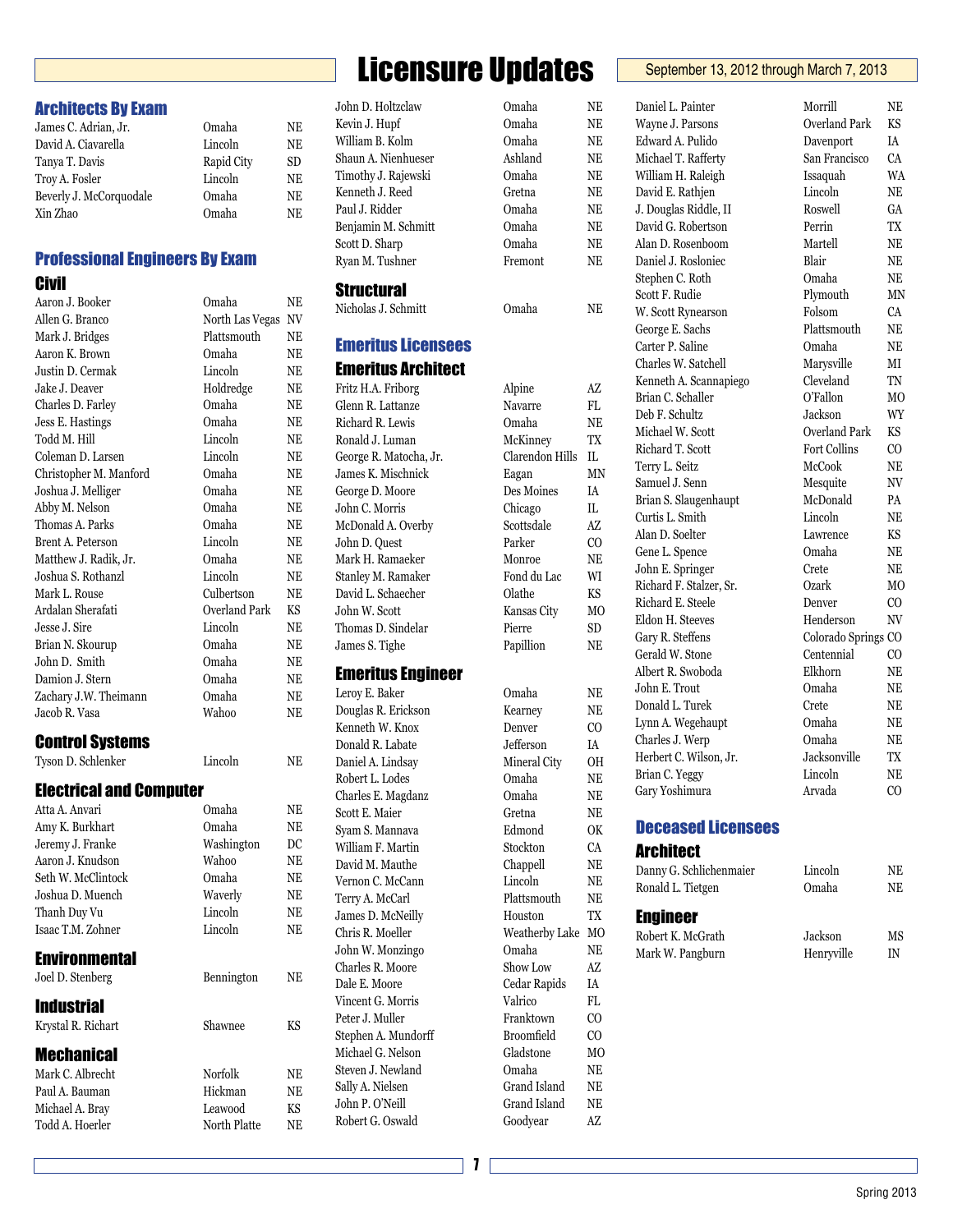# Licensure Updates

September 13, 2012 through March 7, 2013

## Architects By Exam

| Name | City | State |
|---|---|---|
| James C. Adrian, Jr. | Omaha | NE |
| David A. Ciavarella | Lincoln | NE |
| Tanya T. Davis | Rapid City | SD |
| Troy A. Fosler | Lincoln | NE |
| Beverly J. McCorquodale | Omaha | NE |
| Xin Zhao | Omaha | NE |

## Professional Engineers By Exam

### Civil

| Name | City | State |
|---|---|---|
| Aaron J. Booker | Omaha | NE |
| Allen G. Branco | North Las Vegas | NV |
| Mark J. Bridges | Plattsmouth | NE |
| Aaron K. Brown | Omaha | NE |
| Justin D. Cermak | Lincoln | NE |
| Jake J. Deaver | Holdredge | NE |
| Charles D. Farley | Omaha | NE |
| Jess E. Hastings | Omaha | NE |
| Todd M. Hill | Lincoln | NE |
| Coleman D. Larsen | Lincoln | NE |
| Christopher M. Manford | Omaha | NE |
| Joshua J. Melliger | Omaha | NE |
| Abby M. Nelson | Omaha | NE |
| Thomas A. Parks | Omaha | NE |
| Brent A. Peterson | Lincoln | NE |
| Matthew J. Radik, Jr. | Omaha | NE |
| Joshua S. Rothanzl | Lincoln | NE |
| Mark L. Rouse | Culbertson | NE |
| Ardalan Sherafati | Overland Park | KS |
| Jesse J. Sire | Lincoln | NE |
| Brian N. Skourup | Omaha | NE |
| John D. Smith | Omaha | NE |
| Damion J. Stern | Omaha | NE |
| Zachary J.W. Theimann | Omaha | NE |
| Jacob R. Vasa | Wahoo | NE |

### Control Systems

| Name | City | State |
|---|---|---|
| Tyson D. Schlenker | Lincoln | NE |

### Electrical and Computer

| Name | City | State |
|---|---|---|
| Atta A. Anvari | Omaha | NE |
| Amy K. Burkhart | Omaha | NE |
| Jeremy J. Franke | Washington | DC |
| Aaron J. Knudson | Wahoo | NE |
| Seth W. McClintock | Omaha | NE |
| Joshua D. Muench | Waverly | NE |
| Thanh Duy Vu | Lincoln | NE |
| Isaac T.M. Zohner | Lincoln | NE |

### Environmental

| Name | City | State |
|---|---|---|
| Joel D. Stenberg | Bennington | NE |

### Industrial

| Name | City | State |
|---|---|---|
| Krystal R. Richart | Shawnee | KS |

### Mechanical

| Name | City | State |
|---|---|---|
| Mark C. Albrecht | Norfolk | NE |
| Paul A. Bauman | Hickman | NE |
| Michael A. Bray | Leawood | KS |
| Todd A. Hoerler | North Platte | NE |
| John D. Holtzclaw | Omaha | NE |
| Kevin J. Hupf | Omaha | NE |
| William B. Kolm | Omaha | NE |
| Shaun A. Nienhueser | Ashland | NE |
| Timothy J. Rajewski | Omaha | NE |
| Kenneth J. Reed | Gretna | NE |
| Paul J. Ridder | Omaha | NE |
| Benjamin M. Schmitt | Omaha | NE |
| Scott D. Sharp | Omaha | NE |
| Ryan M. Tushner | Fremont | NE |

### Structural

| Name | City | State |
|---|---|---|
| Nicholas J. Schmitt | Omaha | NE |

## Emeritus Licensees

### Emeritus Architect

| Name | City | State |
|---|---|---|
| Fritz H.A. Friborg | Alpine | AZ |
| Glenn R. Lattanze | Navarre | FL |
| Richard R. Lewis | Omaha | NE |
| Ronald J. Luman | McKinney | TX |
| George R. Matocha, Jr. | Clarendon Hills | IL |
| James K. Mischnick | Eagan | MN |
| George D. Moore | Des Moines | IA |
| John C. Morris | Chicago | IL |
| McDonald A. Overby | Scottsdale | AZ |
| John D. Quest | Parker | CO |
| Mark H. Ramaeker | Monroe | NE |
| Stanley M. Ramaker | Fond du Lac | WI |
| David L. Schaecher | Olathe | KS |
| John W. Scott | Kansas City | MO |
| Thomas D. Sindelar | Pierre | SD |
| James S. Tighe | Papillion | NE |

### Emeritus Engineer

| Name | City | State |
|---|---|---|
| Leroy E. Baker | Omaha | NE |
| Douglas R. Erickson | Kearney | NE |
| Kenneth W. Knox | Denver | CO |
| Donald R. Labate | Jefferson | IA |
| Daniel A. Lindsay | Mineral City | OH |
| Robert L. Lodes | Omaha | NE |
| Charles E. Magdanz | Omaha | NE |
| Scott E. Maier | Gretna | NE |
| Syam S. Mannava | Edmond | OK |
| William F. Martin | Stockton | CA |
| David M. Mauthe | Chappell | NE |
| Vernon C. McCann | Lincoln | NE |
| Terry A. McCarl | Plattsmouth | NE |
| James D. McNeilly | Houston | TX |
| Chris R. Moeller | Weatherby Lake | MO |
| John W. Monzingo | Omaha | NE |
| Charles R. Moore | Show Low | AZ |
| Dale E. Moore | Cedar Rapids | IA |
| Vincent G. Morris | Valrico | FL |
| Peter J. Muller | Franktown | CO |
| Stephen A. Mundorff | Broomfield | CO |
| Michael G. Nelson | Gladstone | MO |
| Steven J. Newland | Omaha | NE |
| Sally A. Nielsen | Grand Island | NE |
| John P. O'Neill | Grand Island | NE |
| Robert G. Oswald | Goodyear | AZ |
| Daniel L. Painter | Morrill | NE |
| Wayne J. Parsons | Overland Park | KS |
| Edward A. Pulido | Davenport | IA |
| Michael T. Rafferty | San Francisco | CA |
| William H. Raleigh | Issaquah | WA |
| David E. Rathjen | Lincoln | NE |
| J. Douglas Riddle, II | Roswell | GA |
| David G. Robertson | Perrin | TX |
| Alan D. Rosenboom | Martell | NE |
| Daniel J. Rosloniec | Blair | NE |
| Stephen C. Roth | Omaha | NE |
| Scott F. Rudie | Plymouth | MN |
| W. Scott Rynearson | Folsom | CA |
| George E. Sachs | Plattsmouth | NE |
| Carter P. Saline | Omaha | NE |
| Charles W. Satchell | Marysville | MI |
| Kenneth A. Scannapiego | Cleveland | TN |
| Brian C. Schaller | O'Fallon | MO |
| Deb F. Schultz | Jackson | WY |
| Michael W. Scott | Overland Park | KS |
| Richard T. Scott | Fort Collins | CO |
| Terry L. Seitz | McCook | NE |
| Samuel J. Senn | Mesquite | NV |
| Brian S. Slaugenhaupt | McDonald | PA |
| Curtis L. Smith | Lincoln | NE |
| Alan D. Soelter | Lawrence | KS |
| Gene L. Spence | Omaha | NE |
| John E. Springer | Crete | NE |
| Richard F. Stalzer, Sr. | Ozark | MO |
| Richard E. Steele | Denver | CO |
| Eldon H. Steeves | Henderson | NV |
| Gary R. Steffens | Colorado Springs | CO |
| Gerald W. Stone | Centennial | CO |
| Albert R. Swoboda | Elkhorn | NE |
| John E. Trout | Omaha | NE |
| Donald L. Turek | Crete | NE |
| Lynn A. Wegehaupt | Omaha | NE |
| Charles J. Werp | Omaha | NE |
| Herbert C. Wilson, Jr. | Jacksonville | TX |
| Brian C. Yeggy | Lincoln | NE |
| Gary Yoshimura | Arvada | CO |

## Deceased Licensees

### Architect

| Name | City | State |
|---|---|---|
| Danny G. Schlichenmaier | Lincoln | NE |
| Ronald L. Tietgen | Omaha | NE |

### Engineer

| Name | City | State |
|---|---|---|
| Robert K. McGrath | Jackson | MS |
| Mark W. Pangburn | Henryville | IN |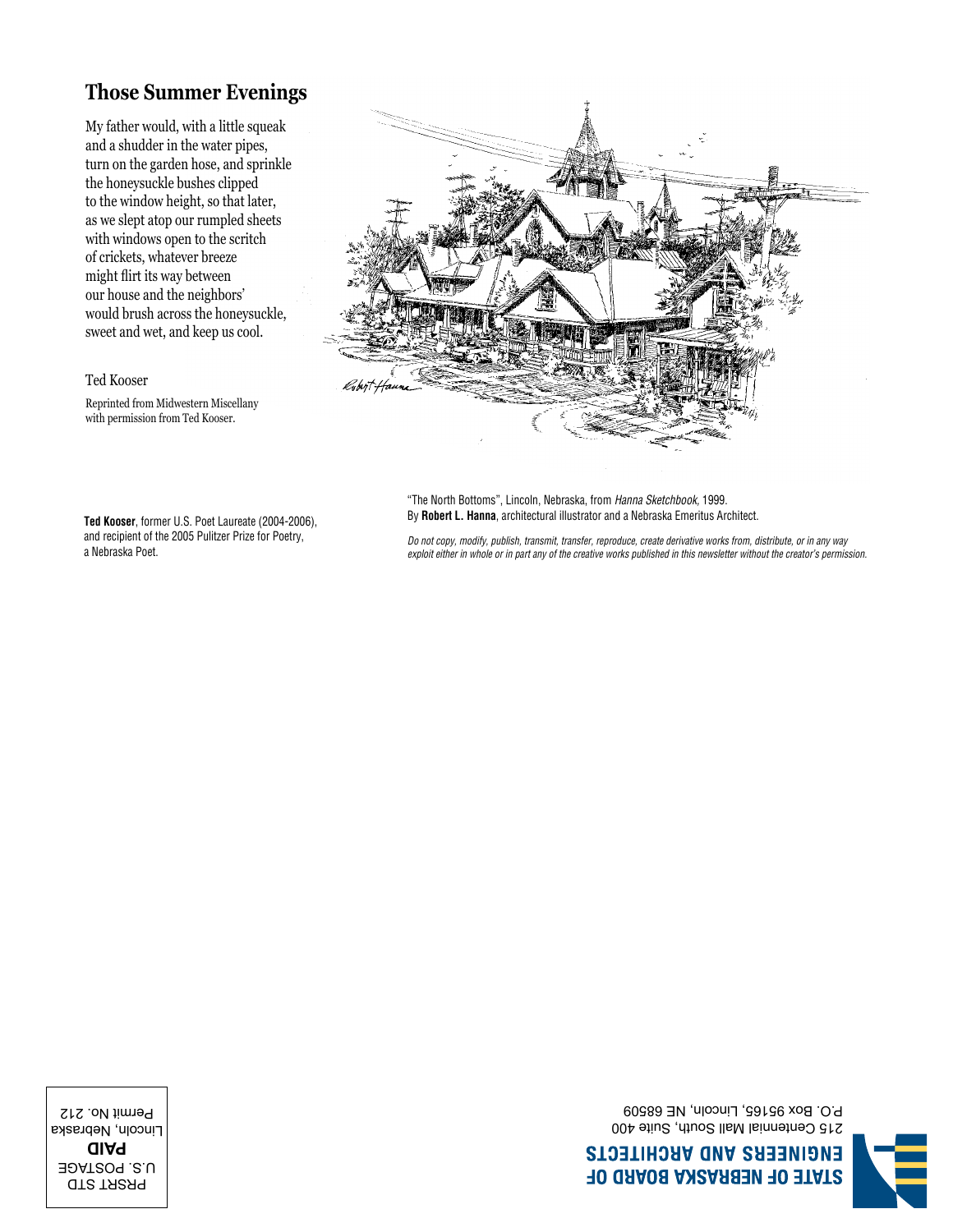## Those Summer Evenings

My father would, with a little squeak
and a shudder in the water pipes,
turn on the garden hose, and sprinkle
the honeysuckle bushes clipped
to the window height, so that later,
as we slept atop our rumpled sheets
with windows open to the scritch
of crickets, whatever breeze
might flirt its way between
our house and the neighbors'
would brush across the honeysuckle,
sweet and wet, and keep us cool.

Ted Kooser

Reprinted from Midwestern Miscellany
with permission from Ted Kooser.

**Ted Kooser**, former U.S. Poet Laureate (2004-2006), and recipient of the 2005 Pulitzer Prize for Poetry, a Nebraska Poet.

"The North Bottoms", Lincoln, Nebraska, from *Hanna Sketchbook,* 1999.
By **Robert L. Hanna**, architectural illustrator and a Nebraska Emeritus Architect.

*Do not copy, modify, publish, transmit, transfer, reproduce, create derivative works from, distribute, or in any way exploit either in whole or in part any of the creative works published in this newsletter without the creator's permission.*

**STATE OF NEBRASKA BOARD OF ENGINEERS AND ARCHITECTS**
215 Centennial Mall South, Suite 400
P.O. Box 95165, Lincoln, NE 68509

PRSRT STD
U.S. POSTAGE
**PAID**
Lincoln, Nebraska
Permit No. 212